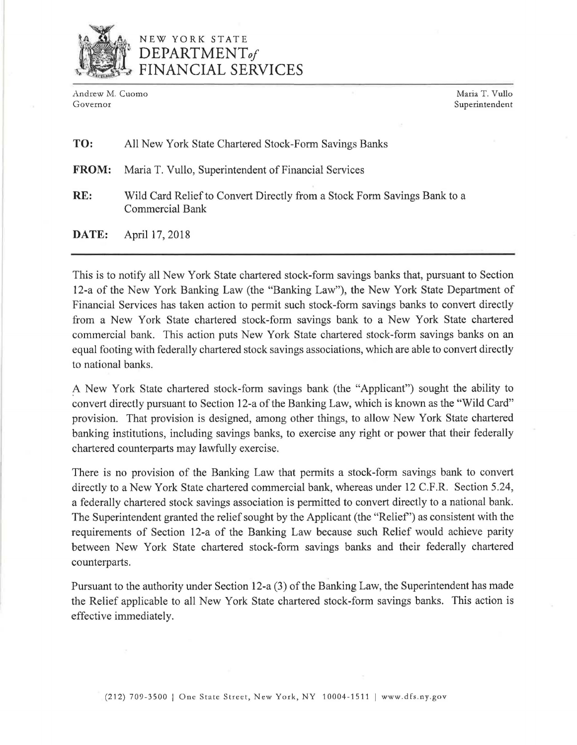# NEW YORK STATE DEPARTMENT *of* FINANCIAL SERVICES

Andrew M. Cuomo
Governor

Maria T. Vullo
Superintendent

**TO:** All New York State Chartered Stock-Form Savings Banks

**FROM:** Maria T. Vullo, Superintendent of Financial Services

**RE:** Wild Card Relief to Convert Directly from a Stock Form Savings Bank to a Commercial Bank

**DATE:** April 17, 2018

---

This is to notify all New York State chartered stock-form savings banks that, pursuant to Section 12-a of the New York Banking Law (the "Banking Law"), the New York State Department of Financial Services has taken action to permit such stock-form savings banks to convert directly from a New York State chartered stock-form savings bank to a New York State chartered commercial bank. This action puts New York State chartered stock-form savings banks on an equal footing with federally chartered stock savings associations, which are able to convert directly to national banks.

A New York State chartered stock-form savings bank (the "Applicant") sought the ability to convert directly pursuant to Section 12-a of the Banking Law, which is known as the "Wild Card" provision. That provision is designed, among other things, to allow New York State chartered banking institutions, including savings banks, to exercise any right or power that their federally chartered counterparts may lawfully exercise.

There is no provision of the Banking Law that permits a stock-form savings bank to convert directly to a New York State chartered commercial bank, whereas under 12 C.F.R. Section 5.24, a federally chartered stock savings association is permitted to convert directly to a national bank. The Superintendent granted the relief sought by the Applicant (the "Relief") as consistent with the requirements of Section 12-a of the Banking Law because such Relief would achieve parity between New York State chartered stock-form savings banks and their federally chartered counterparts.

Pursuant to the authority under Section 12-a (3) of the Banking Law, the Superintendent has made the Relief applicable to all New York State chartered stock-form savings banks. This action is effective immediately.

(212) 709-3500 | One State Street, New York, NY 10004-1511 | www.dfs.ny.gov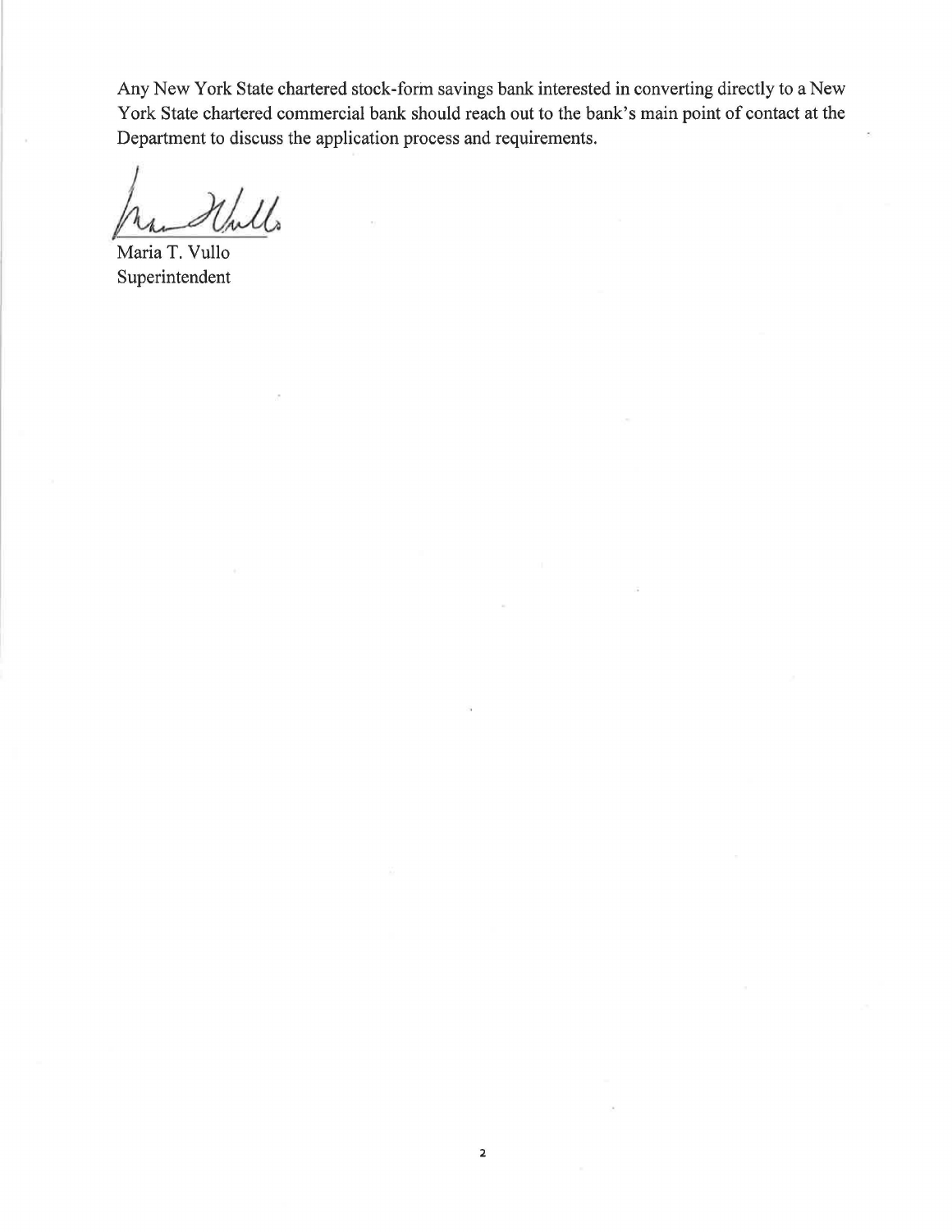Any New York State chartered stock-form savings bank interested in converting directly to a New York State chartered commercial bank should reach out to the bank's main point of contact at the Department to discuss the application process and requirements.

Maria T. Vullo
Superintendent